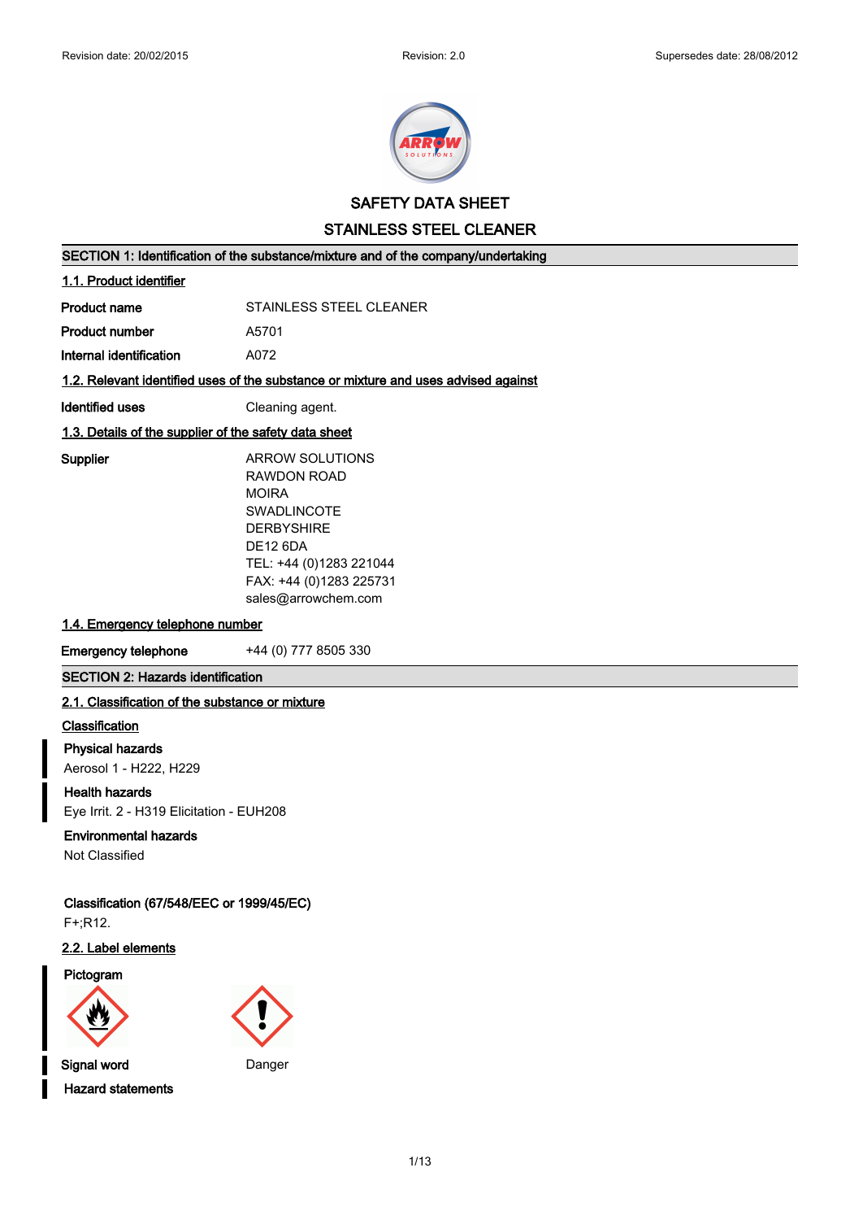Revision date: 20/02/2015 Revision: 2.0 Supersedes date: 28/08/2012

# SAFETY DATA SHEET

# STAINLESS STEEL CLEANER

## SECTION 1: Identification of the substance/mixture and of the company/undertaking

### 1.1. Product identifier

| | |
|---|---|
| **Product name** | STAINLESS STEEL CLEANER |
| **Product number** | A5701 |
| **Internal identification** | A072 |

### 1.2. Relevant identified uses of the substance or mixture and uses advised against

| | |
|---|---|
| **Identified uses** | Cleaning agent. |

### 1.3. Details of the supplier of the safety data sheet

**Supplier**

ARROW SOLUTIONS
RAWDON ROAD
MOIRA
SWADLINCOTE
DERBYSHIRE
DE12 6DA
TEL: +44 (0)1283 221044
FAX: +44 (0)1283 225731
sales@arrowchem.com

### 1.4. Emergency telephone number

| | |
|---|---|
| **Emergency telephone** | +44 (0) 777 8505 330 |

## SECTION 2: Hazards identification

### 2.1. Classification of the substance or mixture

**Classification**

**Physical hazards**
Aerosol 1 - H222, H229

**Health hazards**
Eye Irrit. 2 - H319 Elicitation - EUH208

**Environmental hazards**
Not Classified

**Classification (67/548/EEC or 1999/45/EC)**
F+;R12.

### 2.2. Label elements

**Pictogram**

| | |
|---|---|
| **Signal word** | Danger |

**Hazard statements**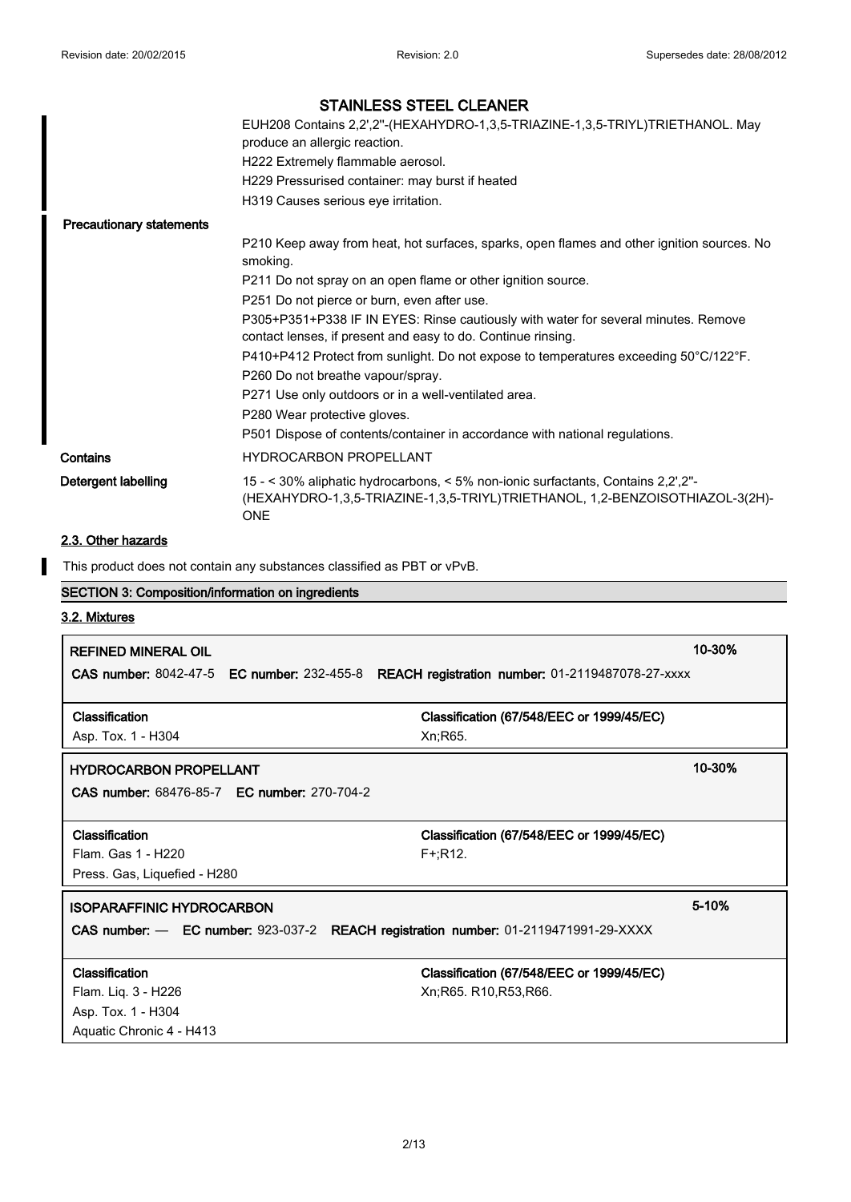# STAINLESS STEEL CLEANER

EUH208 Contains 2,2',2''-(HEXAHYDRO-1,3,5-TRIAZINE-1,3,5-TRIYL)TRIETHANOL. May produce an allergic reaction.

H222 Extremely flammable aerosol.

H229 Pressurised container: may burst if heated

H319 Causes serious eye irritation.

**Precautionary statements**

P210 Keep away from heat, hot surfaces, sparks, open flames and other ignition sources. No smoking.

P211 Do not spray on an open flame or other ignition source.

P251 Do not pierce or burn, even after use.

P305+P351+P338 IF IN EYES: Rinse cautiously with water for several minutes. Remove contact lenses, if present and easy to do. Continue rinsing.

P410+P412 Protect from sunlight. Do not expose to temperatures exceeding 50°C/122°F.

P260 Do not breathe vapour/spray.

P271 Use only outdoors or in a well-ventilated area.

P280 Wear protective gloves.

P501 Dispose of contents/container in accordance with national regulations.

**Contains** HYDROCARBON PROPELLANT

**Detergent labelling** 15 - < 30% aliphatic hydrocarbons, < 5% non-ionic surfactants, Contains 2,2',2''-(HEXAHYDRO-1,3,5-TRIAZINE-1,3,5-TRIYL)TRIETHANOL, 1,2-BENZOISOTHIAZOL-3(2H)-ONE

## 2.3. Other hazards

This product does not contain any substances classified as PBT or vPvB.

## SECTION 3: Composition/information on ingredients

### 3.2. Mixtures

**REFINED MINERAL OIL** 10-30%

**CAS number:** 8042-47-5 **EC number:** 232-455-8 **REACH registration number:** 01-2119487078-27-xxxx

| Classification | Classification (67/548/EEC or 1999/45/EC) |
|---|---|
| Asp. Tox. 1 - H304 | Xn;R65. |

**HYDROCARBON PROPELLANT** 10-30%

**CAS number:** 68476-85-7 **EC number:** 270-704-2

| Classification | Classification (67/548/EEC or 1999/45/EC) |
|---|---|
| Flam. Gas 1 - H220<br>Press. Gas, Liquefied - H280 | F+;R12. |

**ISOPARAFFINIC HYDROCARBON** 5-10%

**CAS number:** — **EC number:** 923-037-2 **REACH registration number:** 01-2119471991-29-XXXX

| Classification | Classification (67/548/EEC or 1999/45/EC) |
|---|---|
| Flam. Liq. 3 - H226<br>Asp. Tox. 1 - H304<br>Aquatic Chronic 4 - H413 | Xn;R65. R10,R53,R66. |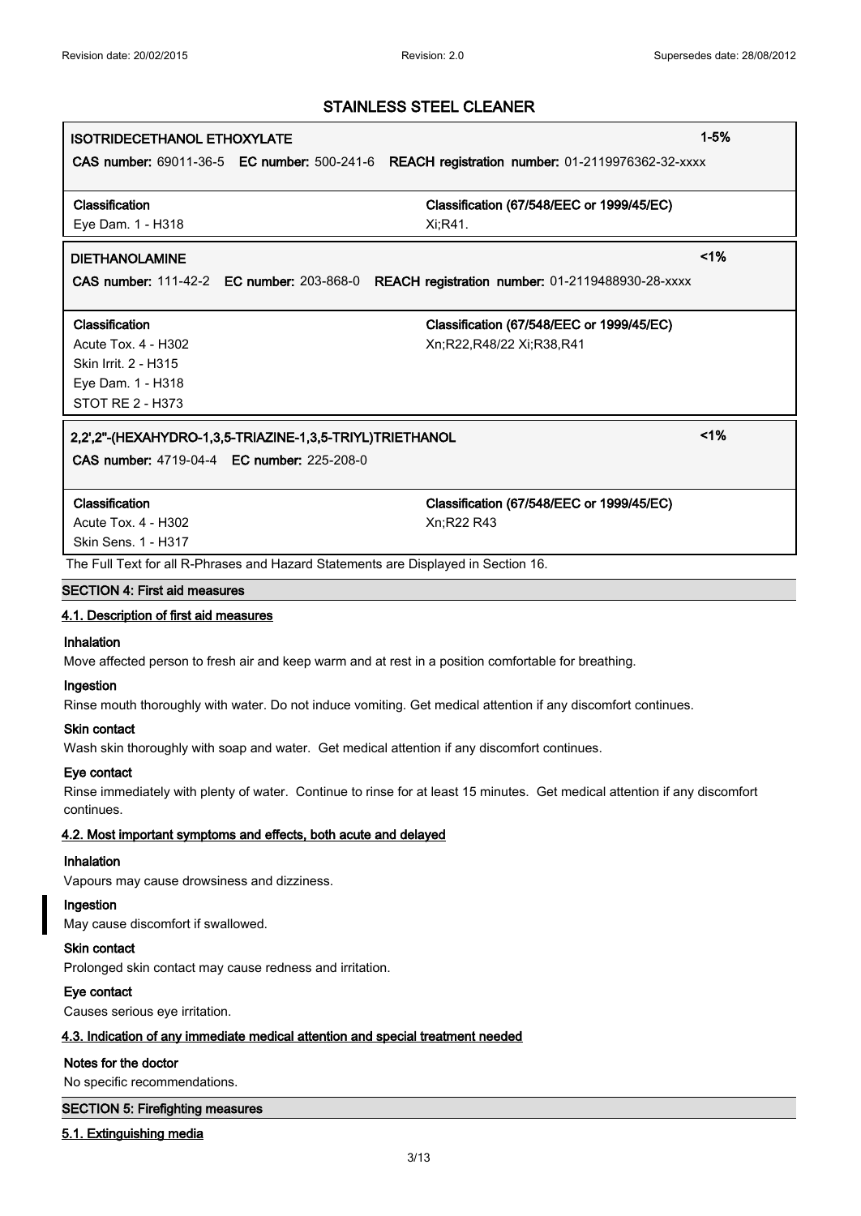## STAINLESS STEEL CLEANER

| ISOTRIDECETHANOL ETHOXYLATE | 1-5% |
|---|---|
| **CAS number:** 69011-36-5 **EC number:** 500-241-6 **REACH registration number:** 01-2119976362-32-xxxx | |
| **Classification** | **Classification (67/548/EEC or 1999/45/EC)** |
| Eye Dam. 1 - H318 | Xi;R41. |

| DIETHANOLAMINE | <1% |
|---|---|
| **CAS number:** 111-42-2 **EC number:** 203-868-0 **REACH registration number:** 01-2119488930-28-xxxx | |
| **Classification** | **Classification (67/548/EEC or 1999/45/EC)** |
| Acute Tox. 4 - H302<br>Skin Irrit. 2 - H315<br>Eye Dam. 1 - H318<br>STOT RE 2 - H373 | Xn;R22,R48/22 Xi;R38,R41 |

| 2,2',2"-(HEXAHYDRO-1,3,5-TRIAZINE-1,3,5-TRIYL)TRIETHANOL | <1% |
|---|---|
| **CAS number:** 4719-04-4 **EC number:** 225-208-0 | |
| **Classification** | **Classification (67/548/EEC or 1999/45/EC)** |
| Acute Tox. 4 - H302<br>Skin Sens. 1 - H317 | Xn;R22 R43 |

The Full Text for all R-Phrases and Hazard Statements are Displayed in Section 16.

## SECTION 4: First aid measures

### 4.1. Description of first aid measures

**Inhalation**

Move affected person to fresh air and keep warm and at rest in a position comfortable for breathing.

**Ingestion**

Rinse mouth thoroughly with water. Do not induce vomiting. Get medical attention if any discomfort continues.

**Skin contact**

Wash skin thoroughly with soap and water. Get medical attention if any discomfort continues.

**Eye contact**

Rinse immediately with plenty of water. Continue to rinse for at least 15 minutes. Get medical attention if any discomfort continues.

### 4.2. Most important symptoms and effects, both acute and delayed

**Inhalation**

Vapours may cause drowsiness and dizziness.

**Ingestion**

May cause discomfort if swallowed.

**Skin contact**

Prolonged skin contact may cause redness and irritation.

**Eye contact**

Causes serious eye irritation.

### 4.3. Indication of any immediate medical attention and special treatment needed

**Notes for the doctor**

No specific recommendations.

## SECTION 5: Firefighting measures

### 5.1. Extinguishing media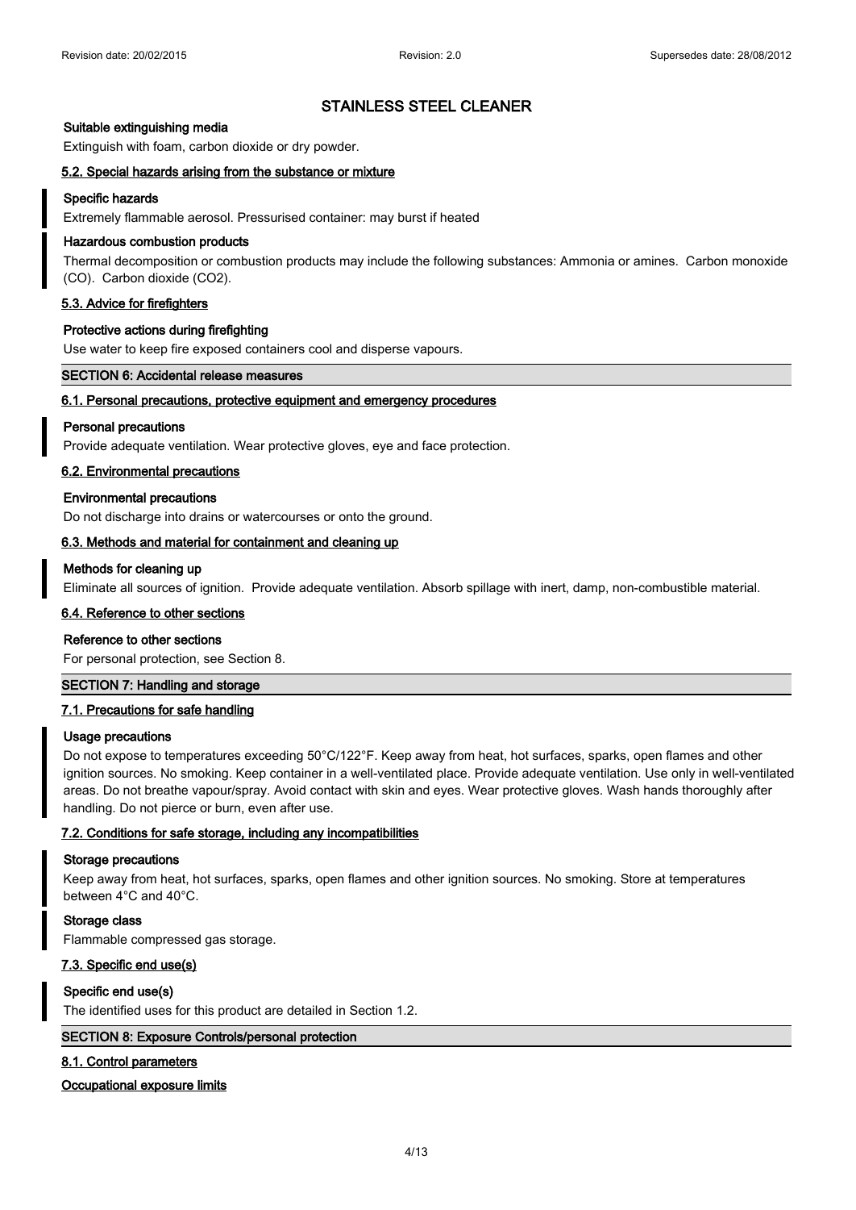# STAINLESS STEEL CLEANER

**Suitable extinguishing media**

Extinguish with foam, carbon dioxide or dry powder.

### 5.2. Special hazards arising from the substance or mixture

**Specific hazards**

Extremely flammable aerosol. Pressurised container: may burst if heated

**Hazardous combustion products**

Thermal decomposition or combustion products may include the following substances: Ammonia or amines. Carbon monoxide (CO). Carbon dioxide ($CO_2$).

### 5.3. Advice for firefighters

**Protective actions during firefighting**

Use water to keep fire exposed containers cool and disperse vapours.

## SECTION 6: Accidental release measures

### 6.1. Personal precautions, protective equipment and emergency procedures

**Personal precautions**

Provide adequate ventilation. Wear protective gloves, eye and face protection.

### 6.2. Environmental precautions

**Environmental precautions**

Do not discharge into drains or watercourses or onto the ground.

### 6.3. Methods and material for containment and cleaning up

**Methods for cleaning up**

Eliminate all sources of ignition. Provide adequate ventilation. Absorb spillage with inert, damp, non-combustible material.

### 6.4. Reference to other sections

**Reference to other sections**

For personal protection, see Section 8.

## SECTION 7: Handling and storage

### 7.1. Precautions for safe handling

**Usage precautions**

Do not expose to temperatures exceeding 50°C/122°F. Keep away from heat, hot surfaces, sparks, open flames and other ignition sources. No smoking. Keep container in a well-ventilated place. Provide adequate ventilation. Use only in well-ventilated areas. Do not breathe vapour/spray. Avoid contact with skin and eyes. Wear protective gloves. Wash hands thoroughly after handling. Do not pierce or burn, even after use.

### 7.2. Conditions for safe storage, including any incompatibilities

**Storage precautions**

Keep away from heat, hot surfaces, sparks, open flames and other ignition sources. No smoking. Store at temperatures between 4°C and 40°C.

**Storage class**

Flammable compressed gas storage.

### 7.3. Specific end use(s)

**Specific end use(s)**

The identified uses for this product are detailed in Section 1.2.

## SECTION 8: Exposure Controls/personal protection

### 8.1. Control parameters

**Occupational exposure limits**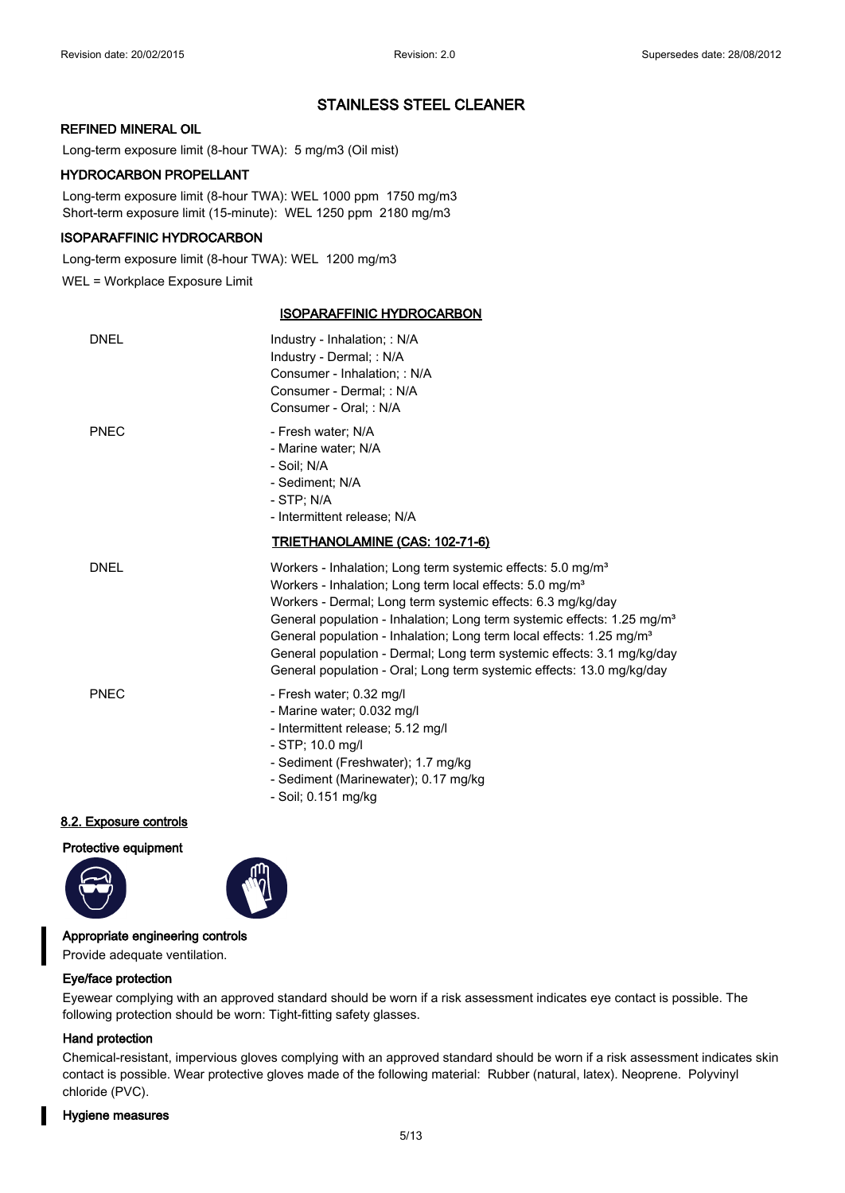## STAINLESS STEEL CLEANER

**REFINED MINERAL OIL**

Long-term exposure limit (8-hour TWA): 5 mg/m3 (Oil mist)

**HYDROCARBON PROPELLANT**

Long-term exposure limit (8-hour TWA): WEL 1000 ppm 1750 mg/m3
Short-term exposure limit (15-minute): WEL 1250 ppm 2180 mg/m3

**ISOPARAFFINIC HYDROCARBON**

Long-term exposure limit (8-hour TWA): WEL 1200 mg/m3

WEL = Workplace Exposure Limit

**ISOPARAFFINIC HYDROCARBON**

| | |
|---|---|
| DNEL | Industry - Inhalation; : N/A<br>Industry - Dermal; : N/A<br>Consumer - Inhalation; : N/A<br>Consumer - Dermal; : N/A<br>Consumer - Oral; : N/A |
| PNEC | - Fresh water; N/A<br>- Marine water; N/A<br>- Soil; N/A<br>- Sediment; N/A<br>- STP; N/A<br>- Intermittent release; N/A |

**TRIETHANOLAMINE (CAS: 102-71-6)**

| | |
|---|---|
| DNEL | Workers - Inhalation; Long term systemic effects: 5.0 mg/m³<br>Workers - Inhalation; Long term local effects: 5.0 mg/m³<br>Workers - Dermal; Long term systemic effects: 6.3 mg/kg/day<br>General population - Inhalation; Long term systemic effects: 1.25 mg/m³<br>General population - Inhalation; Long term local effects: 1.25 mg/m³<br>General population - Dermal; Long term systemic effects: 3.1 mg/kg/day<br>General population - Oral; Long term systemic effects: 13.0 mg/kg/day |
| PNEC | - Fresh water; 0.32 mg/l<br>- Marine water; 0.032 mg/l<br>- Intermittent release; 5.12 mg/l<br>- STP; 10.0 mg/l<br>- Sediment (Freshwater); 1.7 mg/kg<br>- Sediment (Marinewater); 0.17 mg/kg<br>- Soil; 0.151 mg/kg |

### 8.2. Exposure controls

**Protective equipment**

**Appropriate engineering controls**

Provide adequate ventilation.

**Eye/face protection**

Eyewear complying with an approved standard should be worn if a risk assessment indicates eye contact is possible. The following protection should be worn: Tight-fitting safety glasses.

**Hand protection**

Chemical-resistant, impervious gloves complying with an approved standard should be worn if a risk assessment indicates skin contact is possible. Wear protective gloves made of the following material: Rubber (natural, latex). Neoprene. Polyvinyl chloride (PVC).

**Hygiene measures**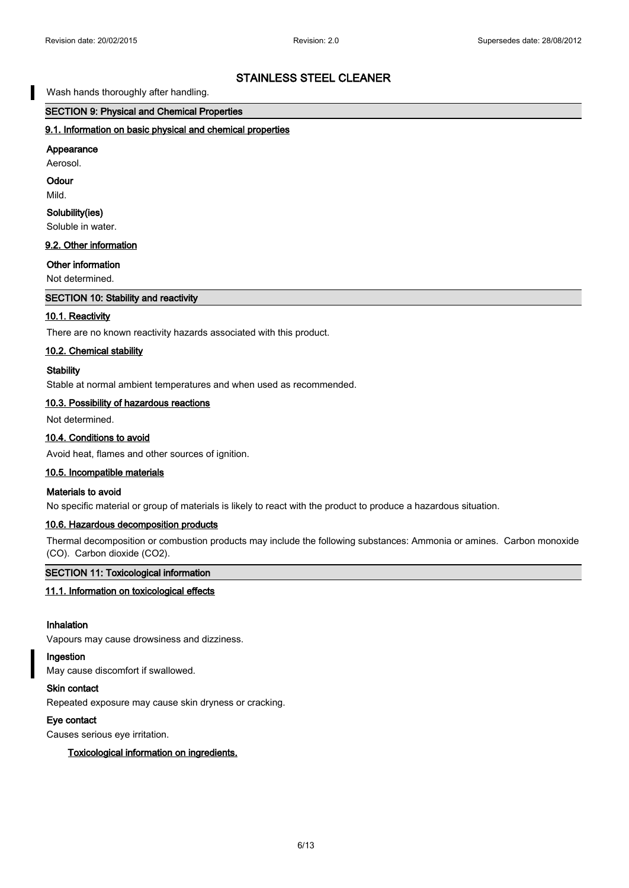Wash hands thoroughly after handling.

## SECTION 9: Physical and Chemical Properties

### 9.1. Information on basic physical and chemical properties

**Appearance**

Aerosol.

**Odour**

Mild.

**Solubility(ies)**

Soluble in water.

### 9.2. Other information

**Other information**

Not determined.

## SECTION 10: Stability and reactivity

### 10.1. Reactivity

There are no known reactivity hazards associated with this product.

### 10.2. Chemical stability

**Stability**

Stable at normal ambient temperatures and when used as recommended.

### 10.3. Possibility of hazardous reactions

Not determined.

### 10.4. Conditions to avoid

Avoid heat, flames and other sources of ignition.

### 10.5. Incompatible materials

**Materials to avoid**

No specific material or group of materials is likely to react with the product to produce a hazardous situation.

### 10.6. Hazardous decomposition products

Thermal decomposition or combustion products may include the following substances: Ammonia or amines. Carbon monoxide (CO). Carbon dioxide ($CO_2$).

## SECTION 11: Toxicological information

### 11.1. Information on toxicological effects

**Inhalation**

Vapours may cause drowsiness and dizziness.

**Ingestion**

May cause discomfort if swallowed.

**Skin contact**

Repeated exposure may cause skin dryness or cracking.

**Eye contact**

Causes serious eye irritation.

**Toxicological information on ingredients.**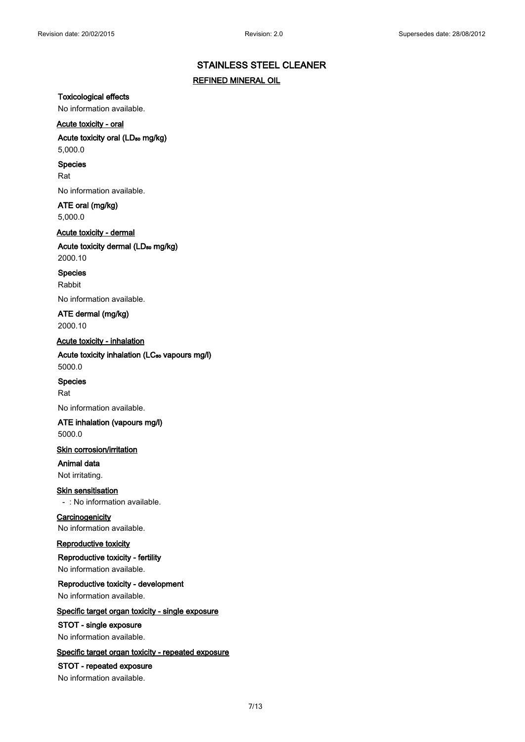## STAINLESS STEEL CLEANER

### REFINED MINERAL OIL

**Toxicological effects**

No information available.

**Acute toxicity - oral**

**Acute toxicity oral ($LD_{50}$ mg/kg)**

5,000.0

**Species**

Rat

No information available.

**ATE oral (mg/kg)**

5,000.0

**Acute toxicity - dermal**

**Acute toxicity dermal ($LD_{50}$ mg/kg)**

2000.10

**Species**

Rabbit

No information available.

**ATE dermal (mg/kg)**

2000.10

**Acute toxicity - inhalation**

**Acute toxicity inhalation ($LC_{50}$ vapours mg/l)**

5000.0

**Species**

Rat

No information available.

**ATE inhalation (vapours mg/l)**

5000.0

**Skin corrosion/irritation**

**Animal data**

Not irritating.

**Skin sensitisation**

- : No information available.

**Carcinogenicity**

No information available.

**Reproductive toxicity**

**Reproductive toxicity - fertility**

No information available.

**Reproductive toxicity - development**

No information available.

**Specific target organ toxicity - single exposure**

**STOT - single exposure**

No information available.

**Specific target organ toxicity - repeated exposure**

**STOT - repeated exposure**

No information available.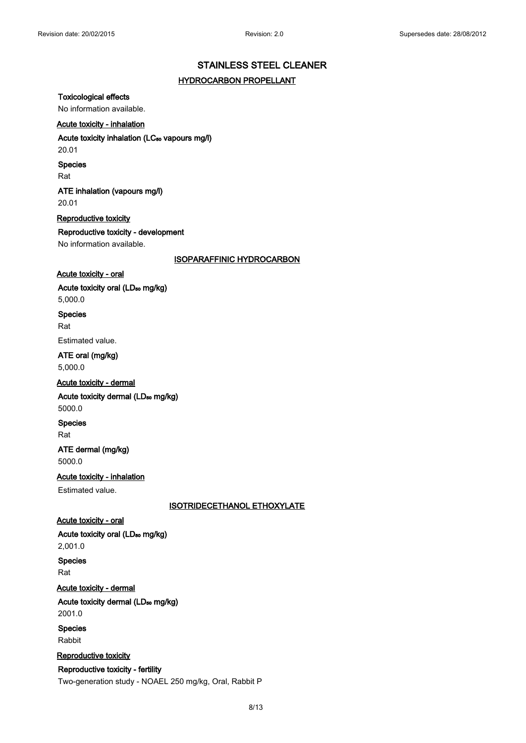## STAINLESS STEEL CLEANER

### HYDROCARBON PROPELLANT

**Toxicological effects**

No information available.

**Acute toxicity - inhalation**

**Acute toxicity inhalation ($LC_{50}$ vapours mg/l)**

20.01

**Species**

Rat

**ATE inhalation (vapours mg/l)**

20.01

**Reproductive toxicity**

**Reproductive toxicity - development**

No information available.

### ISOPARAFFINIC HYDROCARBON

**Acute toxicity - oral**

**Acute toxicity oral ($LD_{50}$ mg/kg)**

5,000.0

**Species**

Rat

Estimated value.

**ATE oral (mg/kg)**

5,000.0

**Acute toxicity - dermal**

**Acute toxicity dermal ($LD_{50}$ mg/kg)**

5000.0

**Species**

Rat

**ATE dermal (mg/kg)**

5000.0

**Acute toxicity - inhalation**

Estimated value.

### ISOTRIDECETHANOL ETHOXYLATE

**Acute toxicity - oral**

**Acute toxicity oral ($LD_{50}$ mg/kg)**

2,001.0

**Species**

Rat

**Acute toxicity - dermal**

**Acute toxicity dermal ($LD_{50}$ mg/kg)**

2001.0

**Species**

Rabbit

**Reproductive toxicity**

**Reproductive toxicity - fertility**

Two-generation study - NOAEL 250 mg/kg, Oral, Rabbit P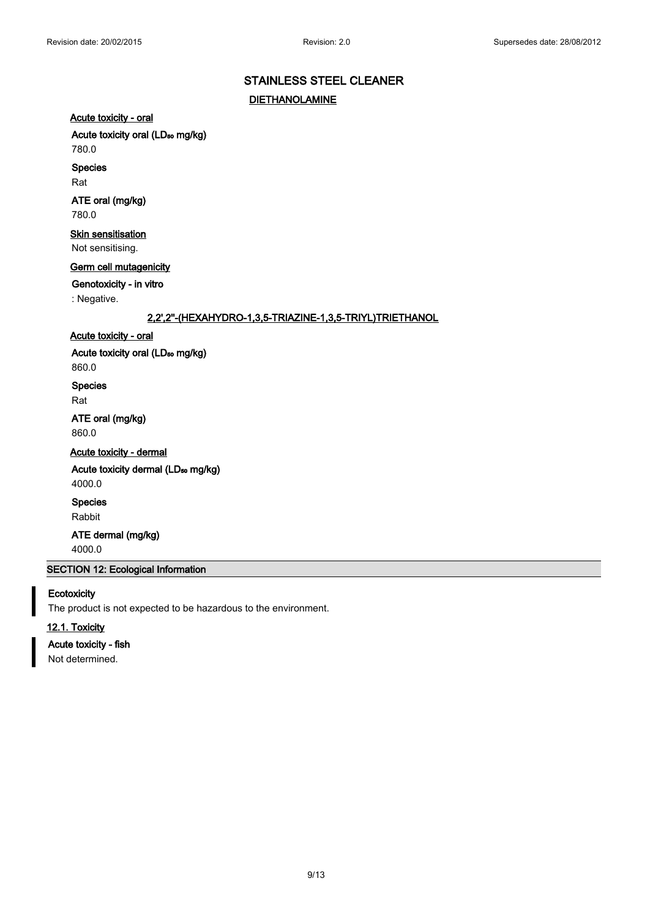## DIETHANOLAMINE

**Acute toxicity - oral**

**Acute toxicity oral ($LD_{50}$ mg/kg)**

780.0

**Species**

Rat

**ATE oral (mg/kg)**

780.0

**Skin sensitisation**

Not sensitising.

**Germ cell mutagenicity**

**Genotoxicity - in vitro**

: Negative.

## 2,2',2''-(HEXAHYDRO-1,3,5-TRIAZINE-1,3,5-TRIYL)TRIETHANOL

**Acute toxicity - oral**

**Acute toxicity oral ($LD_{50}$ mg/kg)**

860.0

**Species**

Rat

**ATE oral (mg/kg)**

860.0

**Acute toxicity - dermal**

**Acute toxicity dermal ($LD_{50}$ mg/kg)**

4000.0

**Species**

Rabbit

**ATE dermal (mg/kg)**

4000.0

# SECTION 12: Ecological Information

**Ecotoxicity**

The product is not expected to be hazardous to the environment.

## 12.1. Toxicity

**Acute toxicity - fish**

Not determined.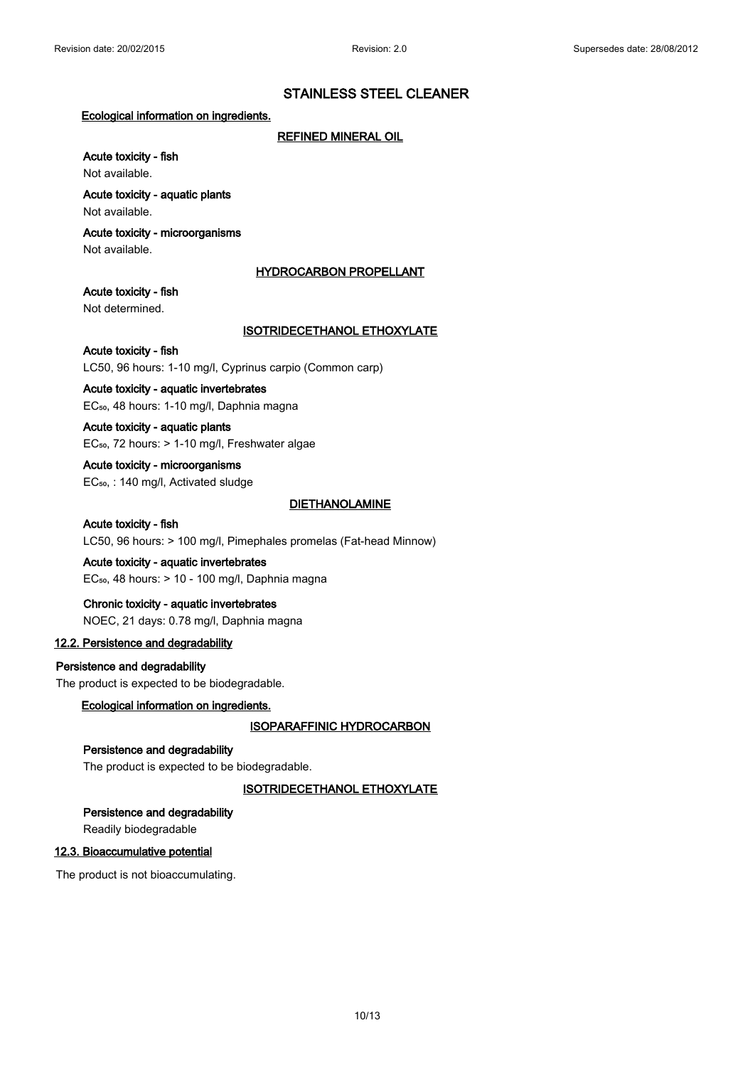# STAINLESS STEEL CLEANER

**Ecological information on ingredients.**

**REFINED MINERAL OIL**

**Acute toxicity - fish**

Not available.

**Acute toxicity - aquatic plants**

Not available.

**Acute toxicity - microorganisms**

Not available.

**HYDROCARBON PROPELLANT**

**Acute toxicity - fish**

Not determined.

**ISOTRIDECETHANOL ETHOXYLATE**

**Acute toxicity - fish**

LC50, 96 hours: 1-10 mg/l, Cyprinus carpio (Common carp)

**Acute toxicity - aquatic invertebrates**

$EC_{50}$, 48 hours: 1-10 mg/l, Daphnia magna

**Acute toxicity - aquatic plants**

$EC_{50}$, 72 hours: > 1-10 mg/l, Freshwater algae

**Acute toxicity - microorganisms**

$EC_{50}$, : 140 mg/l, Activated sludge

**DIETHANOLAMINE**

**Acute toxicity - fish**

LC50, 96 hours: > 100 mg/l, Pimephales promelas (Fat-head Minnow)

**Acute toxicity - aquatic invertebrates**

$EC_{50}$, 48 hours: > 10 - 100 mg/l, Daphnia magna

**Chronic toxicity - aquatic invertebrates**

NOEC, 21 days: 0.78 mg/l, Daphnia magna

## 12.2. Persistence and degradability

**Persistence and degradability**

The product is expected to be biodegradable.

**Ecological information on ingredients.**

**ISOPARAFFINIC HYDROCARBON**

**Persistence and degradability**

The product is expected to be biodegradable.

**ISOTRIDECETHANOL ETHOXYLATE**

**Persistence and degradability**

Readily biodegradable

## 12.3. Bioaccumulative potential

The product is not bioaccumulating.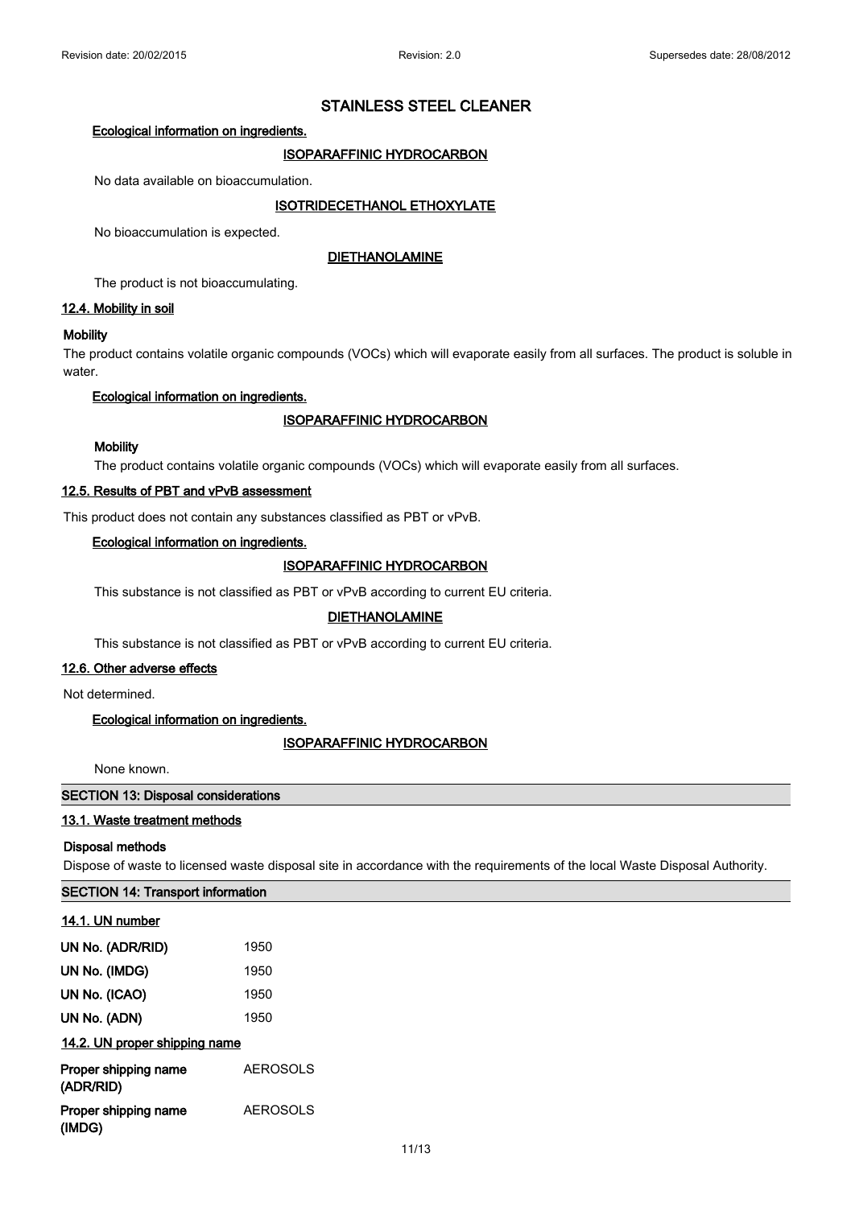## STAINLESS STEEL CLEANER

**Ecological information on ingredients.**

**ISOPARAFFINIC HYDROCARBON**

No data available on bioaccumulation.

**ISOTRIDECETHANOL ETHOXYLATE**

No bioaccumulation is expected.

**DIETHANOLAMINE**

The product is not bioaccumulating.

### 12.4. Mobility in soil

**Mobility**

The product contains volatile organic compounds (VOCs) which will evaporate easily from all surfaces. The product is soluble in water.

**Ecological information on ingredients.**

**ISOPARAFFINIC HYDROCARBON**

**Mobility**

The product contains volatile organic compounds (VOCs) which will evaporate easily from all surfaces.

### 12.5. Results of PBT and vPvB assessment

This product does not contain any substances classified as PBT or vPvB.

**Ecological information on ingredients.**

**ISOPARAFFINIC HYDROCARBON**

This substance is not classified as PBT or vPvB according to current EU criteria.

**DIETHANOLAMINE**

This substance is not classified as PBT or vPvB according to current EU criteria.

### 12.6. Other adverse effects

Not determined.

**Ecological information on ingredients.**

**ISOPARAFFINIC HYDROCARBON**

None known.

## SECTION 13: Disposal considerations

### 13.1. Waste treatment methods

**Disposal methods**

Dispose of waste to licensed waste disposal site in accordance with the requirements of the local Waste Disposal Authority.

## SECTION 14: Transport information

### 14.1. UN number

| | |
|---|---|
| **UN No. (ADR/RID)** | 1950 |
| **UN No. (IMDG)** | 1950 |
| **UN No. (ICAO)** | 1950 |
| **UN No. (ADN)** | 1950 |

### 14.2. UN proper shipping name

| | |
|---|---|
| **Proper shipping name (ADR/RID)** | AEROSOLS |
| **Proper shipping name (IMDG)** | AEROSOLS |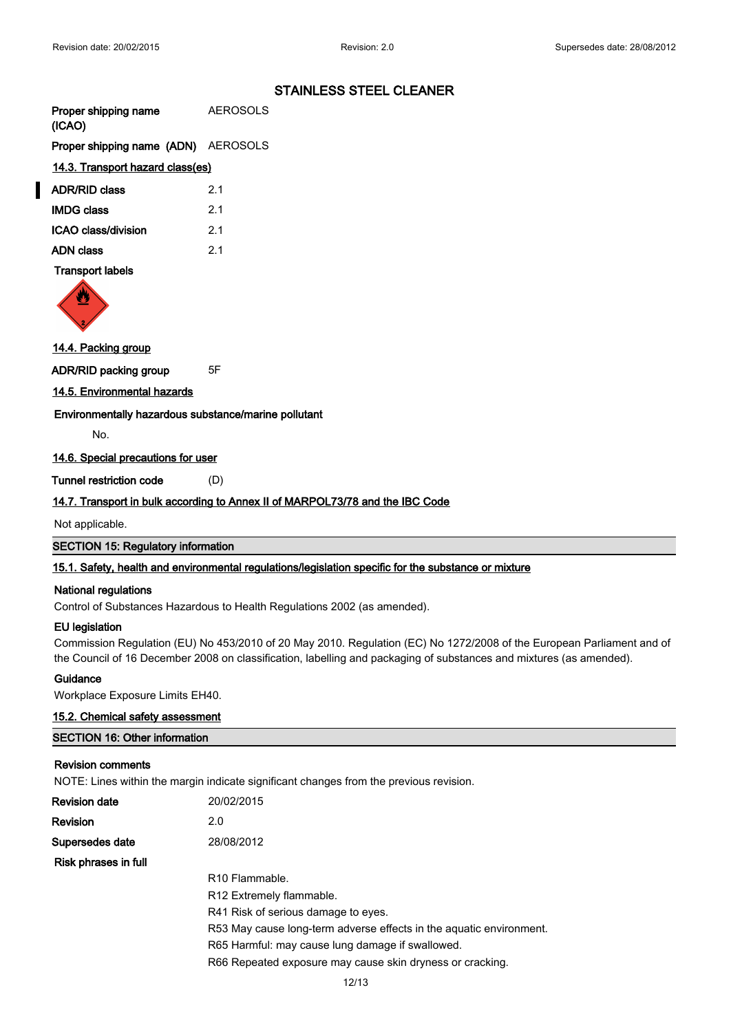# STAINLESS STEEL CLEANER

| | |
|---|---|
| **Proper shipping name (ICAO)** | AEROSOLS |
| **Proper shipping name (ADN)** | AEROSOLS |

**14.3. Transport hazard class(es)**

| | |
|---|---|
| **ADR/RID class** | 2.1 |
| **IMDG class** | 2.1 |
| **ICAO class/division** | 2.1 |
| **ADN class** | 2.1 |

**Transport labels**

**14.4. Packing group**

| | |
|---|---|
| **ADR/RID packing group** | 5F |

**14.5. Environmental hazards**

**Environmentally hazardous substance/marine pollutant**

No.

**14.6. Special precautions for user**

| | |
|---|---|
| **Tunnel restriction code** | (D) |

**14.7. Transport in bulk according to Annex II of MARPOL73/78 and the IBC Code**

Not applicable.

## SECTION 15: Regulatory information

**15.1. Safety, health and environmental regulations/legislation specific for the substance or mixture**

**National regulations**

Control of Substances Hazardous to Health Regulations 2002 (as amended).

**EU legislation**

Commission Regulation (EU) No 453/2010 of 20 May 2010. Regulation (EC) No 1272/2008 of the European Parliament and of the Council of 16 December 2008 on classification, labelling and packaging of substances and mixtures (as amended).

**Guidance**

Workplace Exposure Limits EH40.

**15.2. Chemical safety assessment**

## SECTION 16: Other information

**Revision comments**

NOTE: Lines within the margin indicate significant changes from the previous revision.

| | |
|---|---|
| **Revision date** | 20/02/2015 |
| **Revision** | 2.0 |
| **Supersedes date** | 28/08/2012 |

**Risk phrases in full**

R10 Flammable.
R12 Extremely flammable.
R41 Risk of serious damage to eyes.
R53 May cause long-term adverse effects in the aquatic environment.
R65 Harmful: may cause lung damage if swallowed.
R66 Repeated exposure may cause skin dryness or cracking.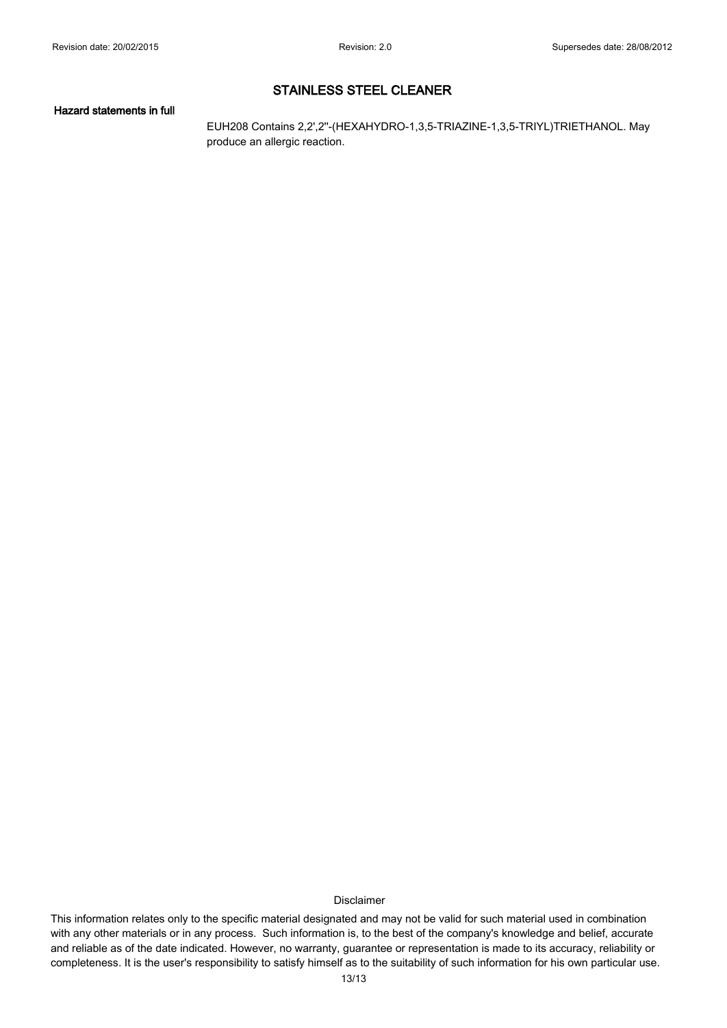**Hazard statements in full**

EUH208 Contains 2,2',2''-(HEXAHYDRO-1,3,5-TRIAZINE-1,3,5-TRIYL)TRIETHANOL. May produce an allergic reaction.

Disclaimer

This information relates only to the specific material designated and may not be valid for such material used in combination with any other materials or in any process. Such information is, to the best of the company's knowledge and belief, accurate and reliable as of the date indicated. However, no warranty, guarantee or representation is made to its accuracy, reliability or completeness. It is the user's responsibility to satisfy himself as to the suitability of such information for his own particular use.